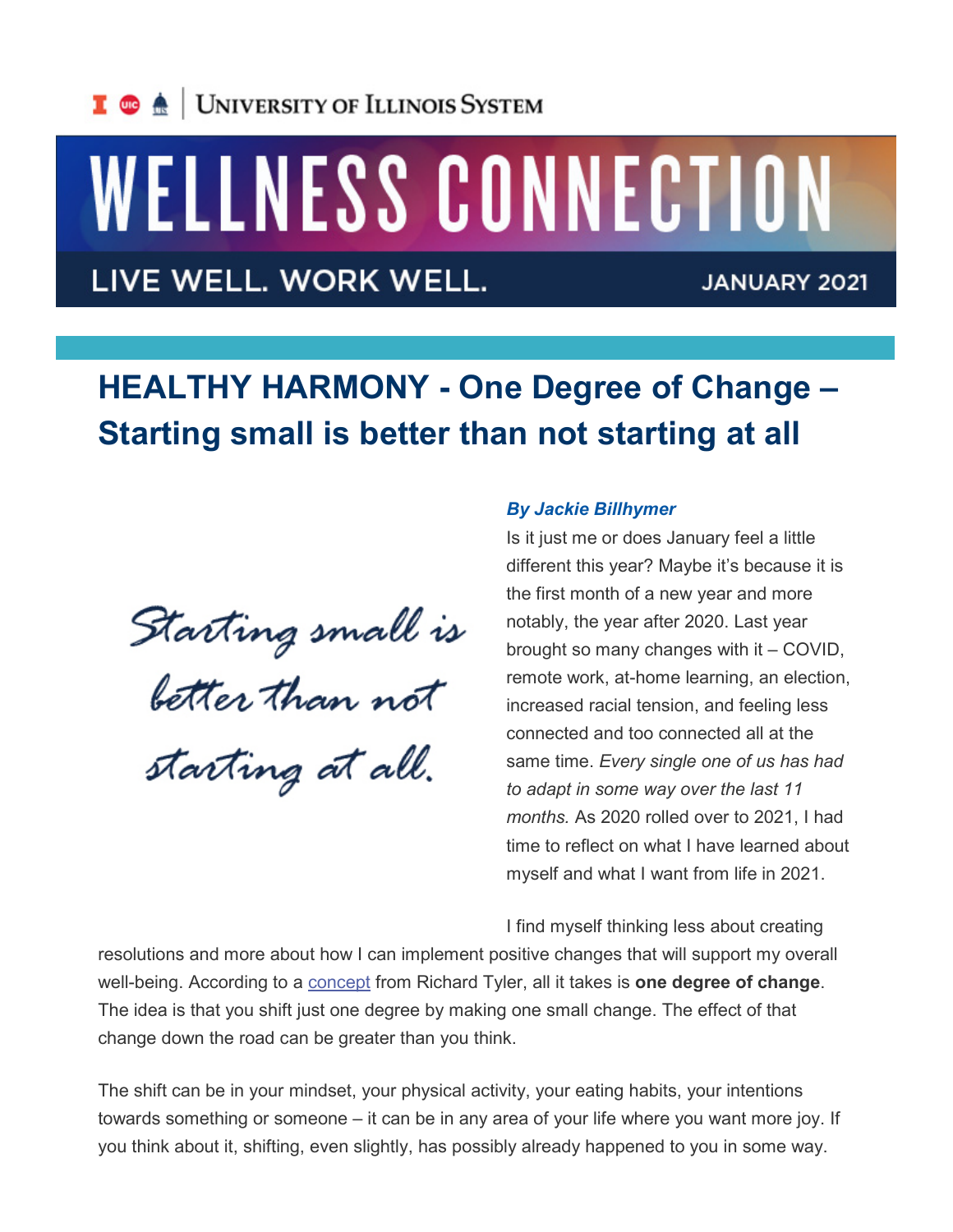UNIVERSITY OF ILLINOIS SYSTEM

# WELLNESS CONNECTION

LIVE WELL. WORK WELL. JANUARY 2021

## HEALTHY HARMONY - One Degree of Change – Starting small is better than not starting at all

Starting small is better than not starting at all.

***By Jackie Billhymer***

Is it just me or does January feel a little different this year? Maybe it's because it is the first month of a new year and more notably, the year after 2020. Last year brought so many changes with it – COVID, remote work, at-home learning, an election, increased racial tension, and feeling less connected and too connected all at the same time. *Every single one of us has had to adapt in some way over the last 11 months.* As 2020 rolled over to 2021, I had time to reflect on what I have learned about myself and what I want from life in 2021.

I find myself thinking less about creating resolutions and more about how I can implement positive changes that will support my overall well-being. According to a concept from Richard Tyler, all it takes is **one degree of change**. The idea is that you shift just one degree by making one small change. The effect of that change down the road can be greater than you think.

The shift can be in your mindset, your physical activity, your eating habits, your intentions towards something or someone – it can be in any area of your life where you want more joy. If you think about it, shifting, even slightly, has possibly already happened to you in some way.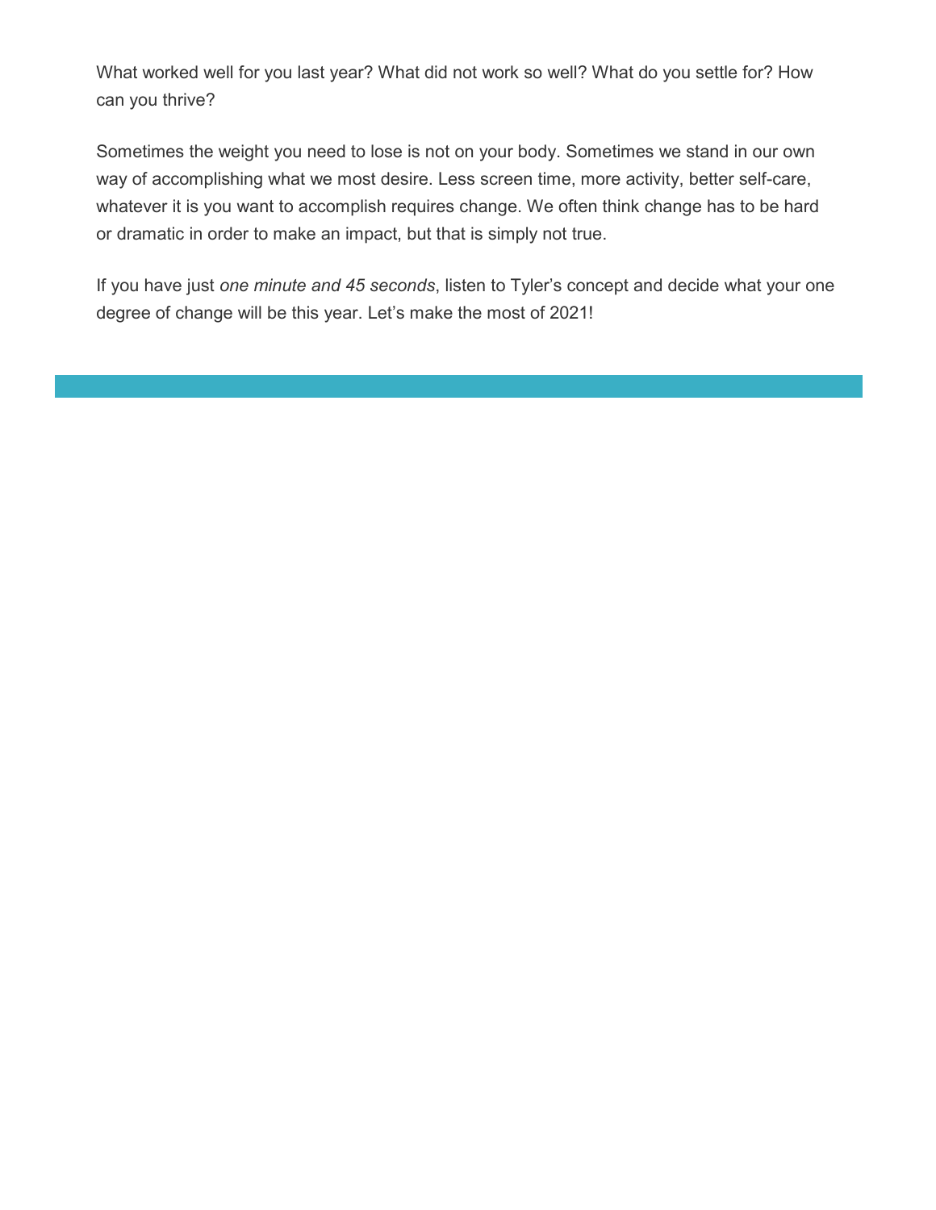What worked well for you last year? What did not work so well? What do you settle for? How can you thrive?

Sometimes the weight you need to lose is not on your body. Sometimes we stand in our own way of accomplishing what we most desire. Less screen time, more activity, better self-care, whatever it is you want to accomplish requires change. We often think change has to be hard or dramatic in order to make an impact, but that is simply not true.

If you have just *one minute and 45 seconds*, listen to Tyler’s concept and decide what your one degree of change will be this year. Let’s make the most of 2021!